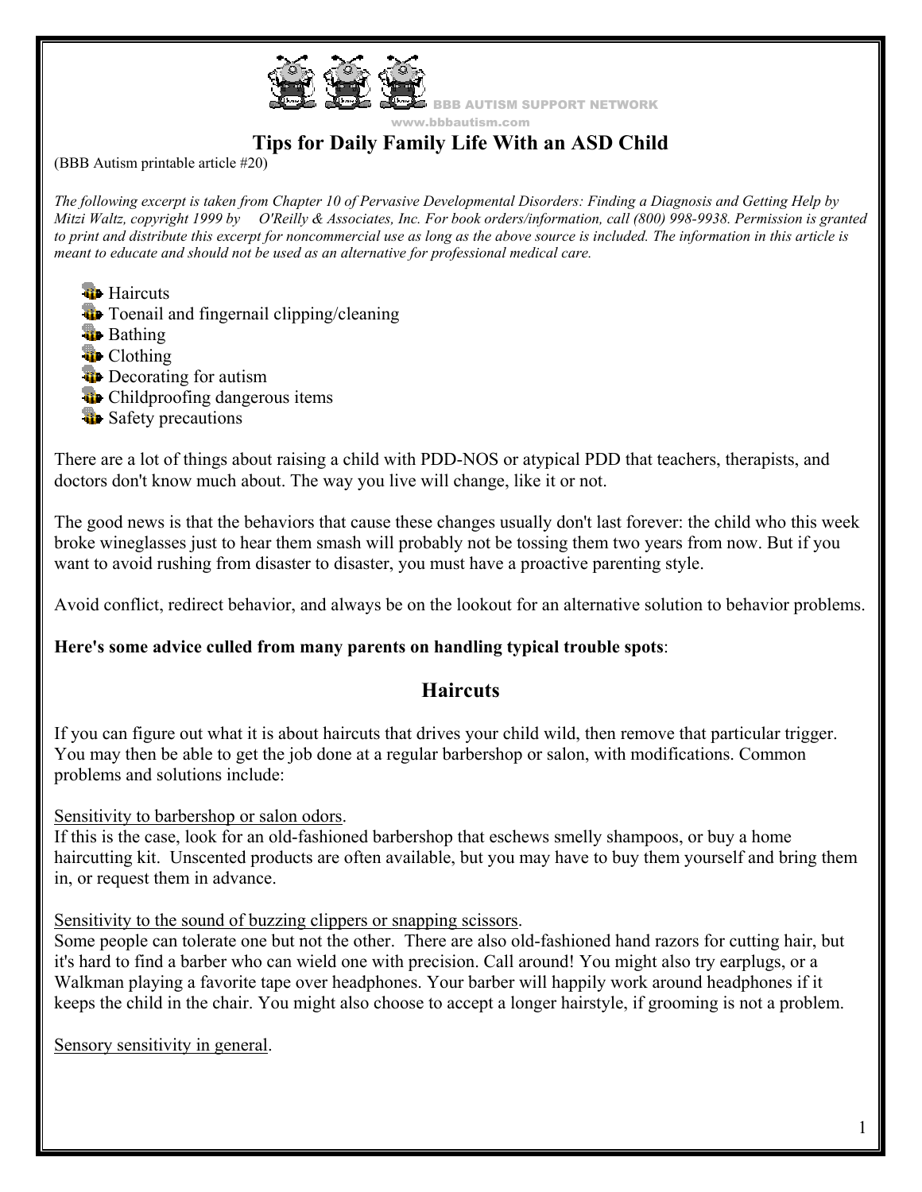BBB AUTISM SUPPORT NETWORK
www.bbbautism.com

# Tips for Daily Family Life With an ASD Child

(BBB Autism printable article #20)

*The following excerpt is taken from Chapter 10 of Pervasive Developmental Disorders: Finding a Diagnosis and Getting Help by Mitzi Waltz, copyright 1999 by O'Reilly & Associates, Inc. For book orders/information, call (800) 998-9938. Permission is granted to print and distribute this excerpt for noncommercial use as long as the above source is included. The information in this article is meant to educate and should not be used as an alternative for professional medical care.*

- Haircuts
- Toenail and fingernail clipping/cleaning
- Bathing
- Clothing
- Decorating for autism
- Childproofing dangerous items
- Safety precautions

There are a lot of things about raising a child with PDD-NOS or atypical PDD that teachers, therapists, and doctors don't know much about. The way you live will change, like it or not.

The good news is that the behaviors that cause these changes usually don't last forever: the child who this week broke wineglasses just to hear them smash will probably not be tossing them two years from now. But if you want to avoid rushing from disaster to disaster, you must have a proactive parenting style.

Avoid conflict, redirect behavior, and always be on the lookout for an alternative solution to behavior problems.

**Here's some advice culled from many parents on handling typical trouble spots**:

## Haircuts

If you can figure out what it is about haircuts that drives your child wild, then remove that particular trigger. You may then be able to get the job done at a regular barbershop or salon, with modifications. Common problems and solutions include:

<u>Sensitivity to barbershop or salon odors</u>.
If this is the case, look for an old-fashioned barbershop that eschews smelly shampoos, or buy a home haircutting kit. Unscented products are often available, but you may have to buy them yourself and bring them in, or request them in advance.

<u>Sensitivity to the sound of buzzing clippers or snapping scissors</u>.
Some people can tolerate one but not the other. There are also old-fashioned hand razors for cutting hair, but it's hard to find a barber who can wield one with precision. Call around! You might also try earplugs, or a Walkman playing a favorite tape over headphones. Your barber will happily work around headphones if it keeps the child in the chair. You might also choose to accept a longer hairstyle, if grooming is not a problem.

<u>Sensory sensitivity in general</u>.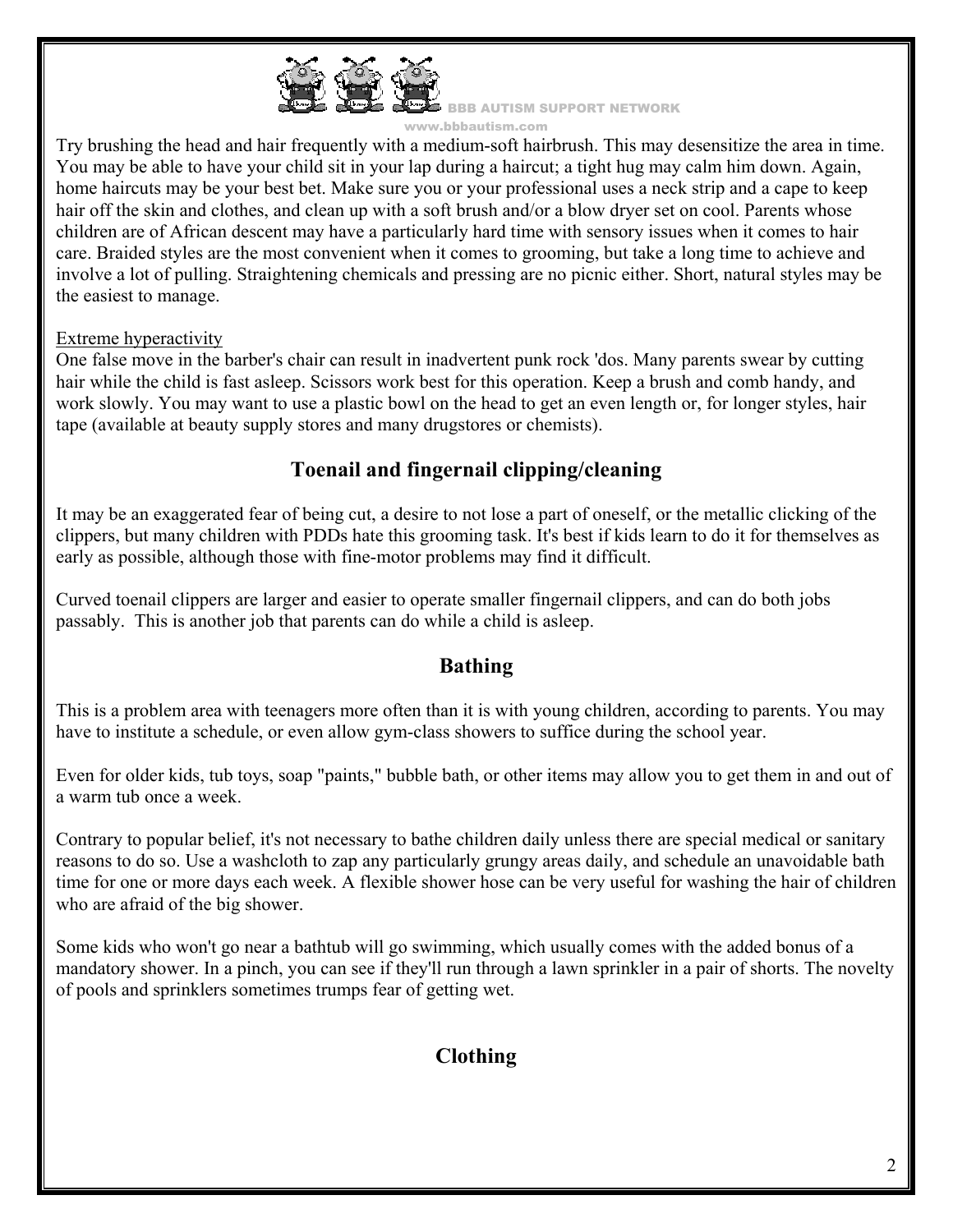Try brushing the head and hair frequently with a medium-soft hairbrush. This may desensitize the area in time. You may be able to have your child sit in your lap during a haircut; a tight hug may calm him down. Again, home haircuts may be your best bet. Make sure you or your professional uses a neck strip and a cape to keep hair off the skin and clothes, and clean up with a soft brush and/or a blow dryer set on cool. Parents whose children are of African descent may have a particularly hard time with sensory issues when it comes to hair care. Braided styles are the most convenient when it comes to grooming, but take a long time to achieve and involve a lot of pulling. Straightening chemicals and pressing are no picnic either. Short, natural styles may be the easiest to manage.

Extreme hyperactivity

One false move in the barber's chair can result in inadvertent punk rock 'dos. Many parents swear by cutting hair while the child is fast asleep. Scissors work best for this operation. Keep a brush and comb handy, and work slowly. You may want to use a plastic bowl on the head to get an even length or, for longer styles, hair tape (available at beauty supply stores and many drugstores or chemists).

## Toenail and fingernail clipping/cleaning

It may be an exaggerated fear of being cut, a desire to not lose a part of oneself, or the metallic clicking of the clippers, but many children with PDDs hate this grooming task. It's best if kids learn to do it for themselves as early as possible, although those with fine-motor problems may find it difficult.

Curved toenail clippers are larger and easier to operate smaller fingernail clippers, and can do both jobs passably. This is another job that parents can do while a child is asleep.

## Bathing

This is a problem area with teenagers more often than it is with young children, according to parents. You may have to institute a schedule, or even allow gym-class showers to suffice during the school year.

Even for older kids, tub toys, soap "paints," bubble bath, or other items may allow you to get them in and out of a warm tub once a week.

Contrary to popular belief, it's not necessary to bathe children daily unless there are special medical or sanitary reasons to do so. Use a washcloth to zap any particularly grungy areas daily, and schedule an unavoidable bath time for one or more days each week. A flexible shower hose can be very useful for washing the hair of children who are afraid of the big shower.

Some kids who won't go near a bathtub will go swimming, which usually comes with the added bonus of a mandatory shower. In a pinch, you can see if they'll run through a lawn sprinkler in a pair of shorts. The novelty of pools and sprinklers sometimes trumps fear of getting wet.

## Clothing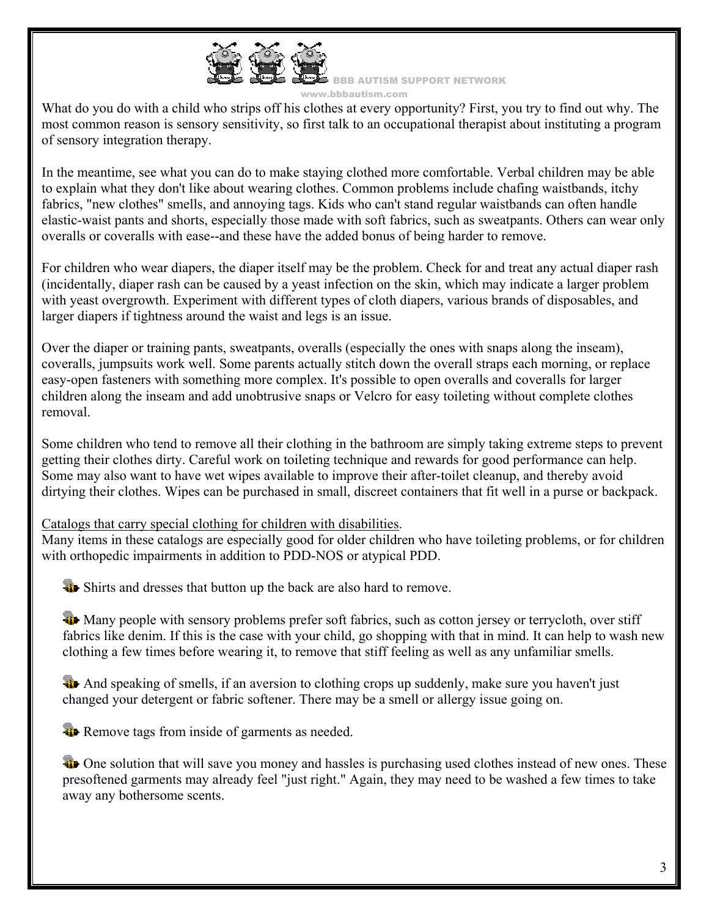What do you do with a child who strips off his clothes at every opportunity? First, you try to find out why. The most common reason is sensory sensitivity, so first talk to an occupational therapist about instituting a program of sensory integration therapy.

In the meantime, see what you can do to make staying clothed more comfortable. Verbal children may be able to explain what they don't like about wearing clothes. Common problems include chafing waistbands, itchy fabrics, "new clothes" smells, and annoying tags. Kids who can't stand regular waistbands can often handle elastic-waist pants and shorts, especially those made with soft fabrics, such as sweatpants. Others can wear only overalls or coveralls with ease--and these have the added bonus of being harder to remove.

For children who wear diapers, the diaper itself may be the problem. Check for and treat any actual diaper rash (incidentally, diaper rash can be caused by a yeast infection on the skin, which may indicate a larger problem with yeast overgrowth. Experiment with different types of cloth diapers, various brands of disposables, and larger diapers if tightness around the waist and legs is an issue.

Over the diaper or training pants, sweatpants, overalls (especially the ones with snaps along the inseam), coveralls, jumpsuits work well. Some parents actually stitch down the overall straps each morning, or replace easy-open fasteners with something more complex. It's possible to open overalls and coveralls for larger children along the inseam and add unobtrusive snaps or Velcro for easy toileting without complete clothes removal.

Some children who tend to remove all their clothing in the bathroom are simply taking extreme steps to prevent getting their clothes dirty. Careful work on toileting technique and rewards for good performance can help. Some may also want to have wet wipes available to improve their after-toilet cleanup, and thereby avoid dirtying their clothes. Wipes can be purchased in small, discreet containers that fit well in a purse or backpack.

Catalogs that carry special clothing for children with disabilities.
Many items in these catalogs are especially good for older children who have toileting problems, or for children with orthopedic impairments in addition to PDD-NOS or atypical PDD.

- Shirts and dresses that button up the back are also hard to remove.

- Many people with sensory problems prefer soft fabrics, such as cotton jersey or terrycloth, over stiff fabrics like denim. If this is the case with your child, go shopping with that in mind. It can help to wash new clothing a few times before wearing it, to remove that stiff feeling as well as any unfamiliar smells.

- And speaking of smells, if an aversion to clothing crops up suddenly, make sure you haven't just changed your detergent or fabric softener. There may be a smell or allergy issue going on.

- Remove tags from inside of garments as needed.

- One solution that will save you money and hassles is purchasing used clothes instead of new ones. These presoftened garments may already feel "just right." Again, they may need to be washed a few times to take away any bothersome scents.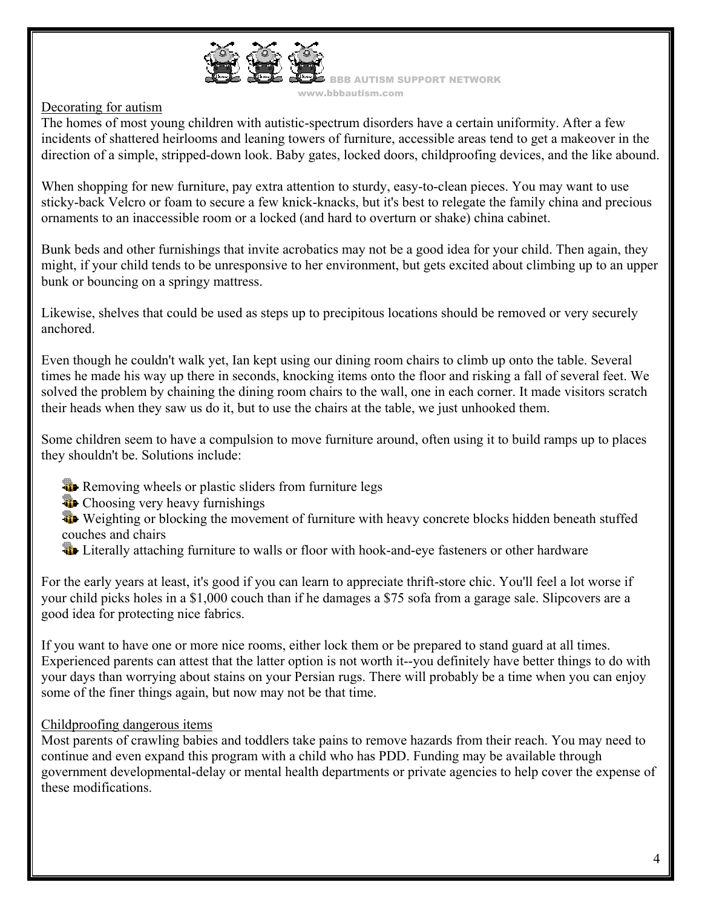## Decorating for autism

The homes of most young children with autistic-spectrum disorders have a certain uniformity. After a few incidents of shattered heirlooms and leaning towers of furniture, accessible areas tend to get a makeover in the direction of a simple, stripped-down look. Baby gates, locked doors, childproofing devices, and the like abound.

When shopping for new furniture, pay extra attention to sturdy, easy-to-clean pieces. You may want to use sticky-back Velcro or foam to secure a few knick-knacks, but it's best to relegate the family china and precious ornaments to an inaccessible room or a locked (and hard to overturn or shake) china cabinet.

Bunk beds and other furnishings that invite acrobatics may not be a good idea for your child. Then again, they might, if your child tends to be unresponsive to her environment, but gets excited about climbing up to an upper bunk or bouncing on a springy mattress.

Likewise, shelves that could be used as steps up to precipitous locations should be removed or very securely anchored.

Even though he couldn't walk yet, Ian kept using our dining room chairs to climb up onto the table. Several times he made his way up there in seconds, knocking items onto the floor and risking a fall of several feet. We solved the problem by chaining the dining room chairs to the wall, one in each corner. It made visitors scratch their heads when they saw us do it, but to use the chairs at the table, we just unhooked them.

Some children seem to have a compulsion to move furniture around, often using it to build ramps up to places they shouldn't be. Solutions include:

- Removing wheels or plastic sliders from furniture legs
- Choosing very heavy furnishings
- Weighting or blocking the movement of furniture with heavy concrete blocks hidden beneath stuffed couches and chairs
- Literally attaching furniture to walls or floor with hook-and-eye fasteners or other hardware

For the early years at least, it's good if you can learn to appreciate thrift-store chic. You'll feel a lot worse if your child picks holes in a $1,000 couch than if he damages a $75 sofa from a garage sale. Slipcovers are a good idea for protecting nice fabrics.

If you want to have one or more nice rooms, either lock them or be prepared to stand guard at all times. Experienced parents can attest that the latter option is not worth it--you definitely have better things to do with your days than worrying about stains on your Persian rugs. There will probably be a time when you can enjoy some of the finer things again, but now may not be that time.

## Childproofing dangerous items

Most parents of crawling babies and toddlers take pains to remove hazards from their reach. You may need to continue and even expand this program with a child who has PDD. Funding may be available through government developmental-delay or mental health departments or private agencies to help cover the expense of these modifications.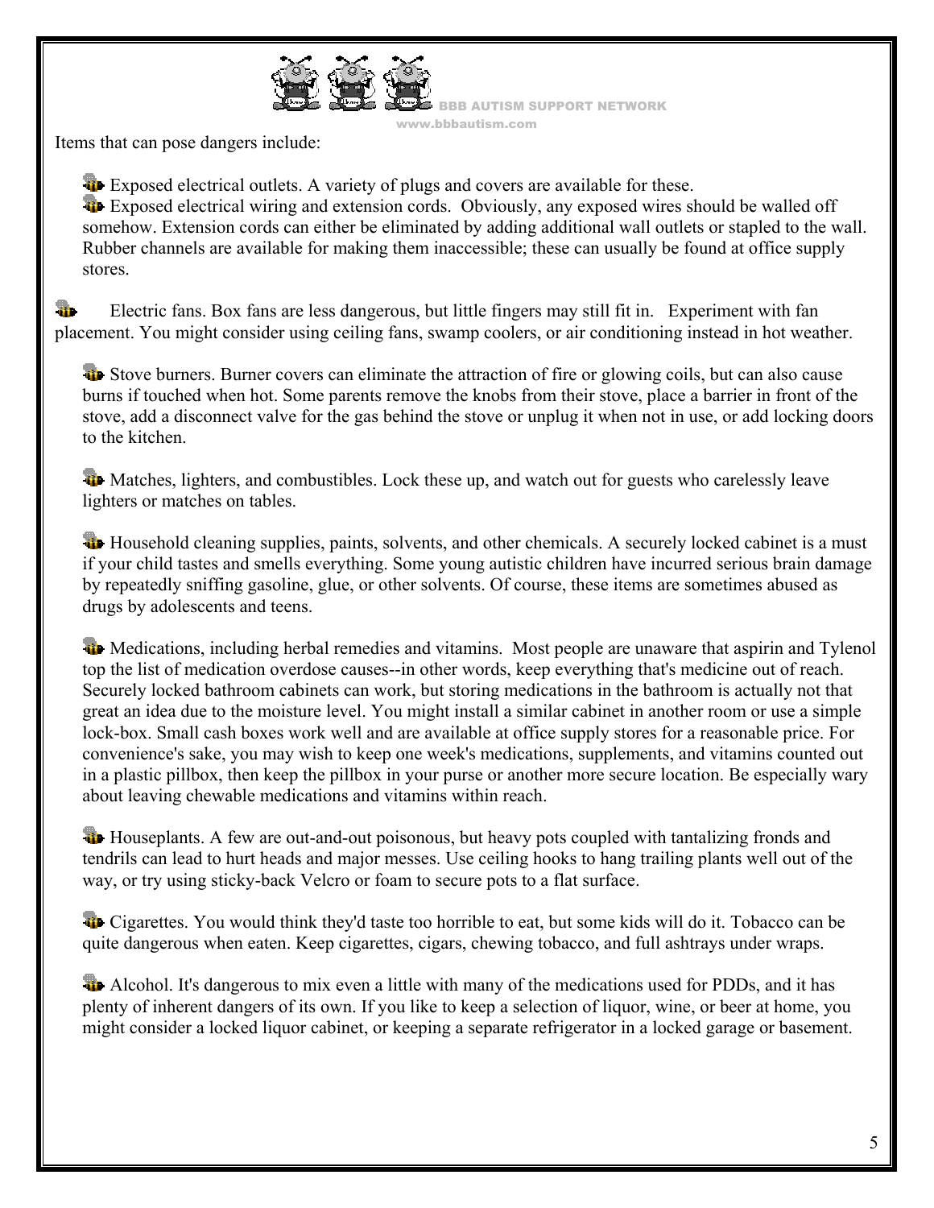Items that can pose dangers include:

- Exposed electrical outlets. A variety of plugs and covers are available for these.
- Exposed electrical wiring and extension cords. Obviously, any exposed wires should be walled off somehow. Extension cords can either be eliminated by adding additional wall outlets or stapled to the wall. Rubber channels are available for making them inaccessible; these can usually be found at office supply stores.

- Electric fans. Box fans are less dangerous, but little fingers may still fit in. Experiment with fan placement. You might consider using ceiling fans, swamp coolers, or air conditioning instead in hot weather.

- Stove burners. Burner covers can eliminate the attraction of fire or glowing coils, but can also cause burns if touched when hot. Some parents remove the knobs from their stove, place a barrier in front of the stove, add a disconnect valve for the gas behind the stove or unplug it when not in use, or add locking doors to the kitchen.

- Matches, lighters, and combustibles. Lock these up, and watch out for guests who carelessly leave lighters or matches on tables.

- Household cleaning supplies, paints, solvents, and other chemicals. A securely locked cabinet is a must if your child tastes and smells everything. Some young autistic children have incurred serious brain damage by repeatedly sniffing gasoline, glue, or other solvents. Of course, these items are sometimes abused as drugs by adolescents and teens.

- Medications, including herbal remedies and vitamins. Most people are unaware that aspirin and Tylenol top the list of medication overdose causes--in other words, keep everything that's medicine out of reach. Securely locked bathroom cabinets can work, but storing medications in the bathroom is actually not that great an idea due to the moisture level. You might install a similar cabinet in another room or use a simple lock-box. Small cash boxes work well and are available at office supply stores for a reasonable price. For convenience's sake, you may wish to keep one week's medications, supplements, and vitamins counted out in a plastic pillbox, then keep the pillbox in your purse or another more secure location. Be especially wary about leaving chewable medications and vitamins within reach.

- Houseplants. A few are out-and-out poisonous, but heavy pots coupled with tantalizing fronds and tendrils can lead to hurt heads and major messes. Use ceiling hooks to hang trailing plants well out of the way, or try using sticky-back Velcro or foam to secure pots to a flat surface.

- Cigarettes. You would think they'd taste too horrible to eat, but some kids will do it. Tobacco can be quite dangerous when eaten. Keep cigarettes, cigars, chewing tobacco, and full ashtrays under wraps.

- Alcohol. It's dangerous to mix even a little with many of the medications used for PDDs, and it has plenty of inherent dangers of its own. If you like to keep a selection of liquor, wine, or beer at home, you might consider a locked liquor cabinet, or keeping a separate refrigerator in a locked garage or basement.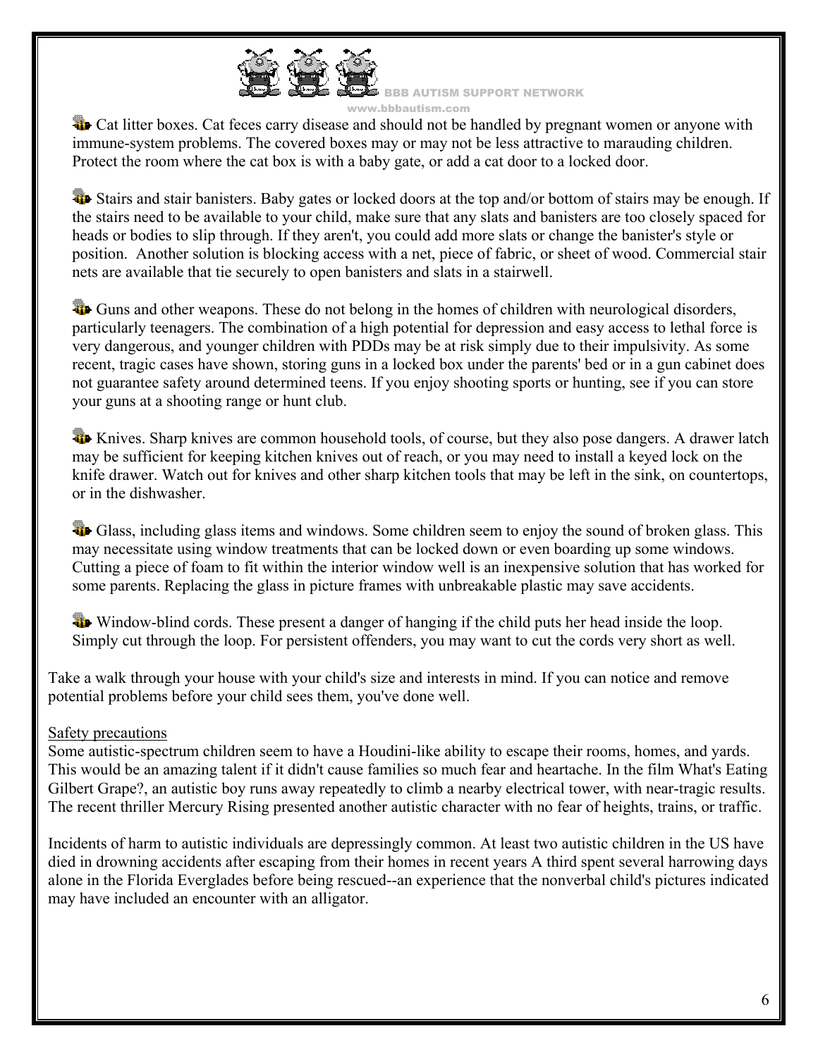- Cat litter boxes. Cat feces carry disease and should not be handled by pregnant women or anyone with immune-system problems. The covered boxes may or may not be less attractive to marauding children. Protect the room where the cat box is with a baby gate, or add a cat door to a locked door.

- Stairs and stair banisters. Baby gates or locked doors at the top and/or bottom of stairs may be enough. If the stairs need to be available to your child, make sure that any slats and banisters are too closely spaced for heads or bodies to slip through. If they aren't, you could add more slats or change the banister's style or position. Another solution is blocking access with a net, piece of fabric, or sheet of wood. Commercial stair nets are available that tie securely to open banisters and slats in a stairwell.

- Guns and other weapons. These do not belong in the homes of children with neurological disorders, particularly teenagers. The combination of a high potential for depression and easy access to lethal force is very dangerous, and younger children with PDDs may be at risk simply due to their impulsivity. As some recent, tragic cases have shown, storing guns in a locked box under the parents' bed or in a gun cabinet does not guarantee safety around determined teens. If you enjoy shooting sports or hunting, see if you can store your guns at a shooting range or hunt club.

- Knives. Sharp knives are common household tools, of course, but they also pose dangers. A drawer latch may be sufficient for keeping kitchen knives out of reach, or you may need to install a keyed lock on the knife drawer. Watch out for knives and other sharp kitchen tools that may be left in the sink, on countertops, or in the dishwasher.

- Glass, including glass items and windows. Some children seem to enjoy the sound of broken glass. This may necessitate using window treatments that can be locked down or even boarding up some windows. Cutting a piece of foam to fit within the interior window well is an inexpensive solution that has worked for some parents. Replacing the glass in picture frames with unbreakable plastic may save accidents.

- Window-blind cords. These present a danger of hanging if the child puts her head inside the loop. Simply cut through the loop. For persistent offenders, you may want to cut the cords very short as well.

Take a walk through your house with your child's size and interests in mind. If you can notice and remove potential problems before your child sees them, you've done well.

<u>Safety precautions</u>

Some autistic-spectrum children seem to have a Houdini-like ability to escape their rooms, homes, and yards. This would be an amazing talent if it didn't cause families so much fear and heartache. In the film What's Eating Gilbert Grape?, an autistic boy runs away repeatedly to climb a nearby electrical tower, with near-tragic results. The recent thriller Mercury Rising presented another autistic character with no fear of heights, trains, or traffic.

Incidents of harm to autistic individuals are depressingly common. At least two autistic children in the US have died in drowning accidents after escaping from their homes in recent years A third spent several harrowing days alone in the Florida Everglades before being rescued--an experience that the nonverbal child's pictures indicated may have included an encounter with an alligator.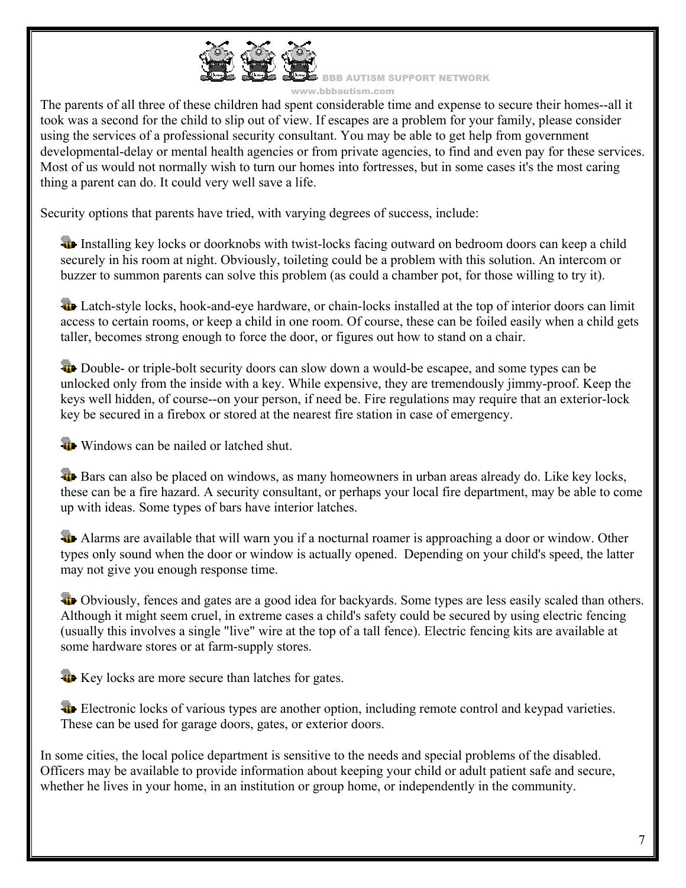The parents of all three of these children had spent considerable time and expense to secure their homes--all it took was a second for the child to slip out of view. If escapes are a problem for your family, please consider using the services of a professional security consultant. You may be able to get help from government developmental-delay or mental health agencies or from private agencies, to find and even pay for these services. Most of us would not normally wish to turn our homes into fortresses, but in some cases it's the most caring thing a parent can do. It could very well save a life.

Security options that parents have tried, with varying degrees of success, include:

- Installing key locks or doorknobs with twist-locks facing outward on bedroom doors can keep a child securely in his room at night. Obviously, toileting could be a problem with this solution. An intercom or buzzer to summon parents can solve this problem (as could a chamber pot, for those willing to try it).

- Latch-style locks, hook-and-eye hardware, or chain-locks installed at the top of interior doors can limit access to certain rooms, or keep a child in one room. Of course, these can be foiled easily when a child gets taller, becomes strong enough to force the door, or figures out how to stand on a chair.

- Double- or triple-bolt security doors can slow down a would-be escapee, and some types can be unlocked only from the inside with a key. While expensive, they are tremendously jimmy-proof. Keep the keys well hidden, of course--on your person, if need be. Fire regulations may require that an exterior-lock key be secured in a firebox or stored at the nearest fire station in case of emergency.

- Windows can be nailed or latched shut.

- Bars can also be placed on windows, as many homeowners in urban areas already do. Like key locks, these can be a fire hazard. A security consultant, or perhaps your local fire department, may be able to come up with ideas. Some types of bars have interior latches.

- Alarms are available that will warn you if a nocturnal roamer is approaching a door or window. Other types only sound when the door or window is actually opened. Depending on your child's speed, the latter may not give you enough response time.

- Obviously, fences and gates are a good idea for backyards. Some types are less easily scaled than others. Although it might seem cruel, in extreme cases a child's safety could be secured by using electric fencing (usually this involves a single "live" wire at the top of a tall fence). Electric fencing kits are available at some hardware stores or at farm-supply stores.

- Key locks are more secure than latches for gates.

- Electronic locks of various types are another option, including remote control and keypad varieties. These can be used for garage doors, gates, or exterior doors.

In some cities, the local police department is sensitive to the needs and special problems of the disabled. Officers may be available to provide information about keeping your child or adult patient safe and secure, whether he lives in your home, in an institution or group home, or independently in the community.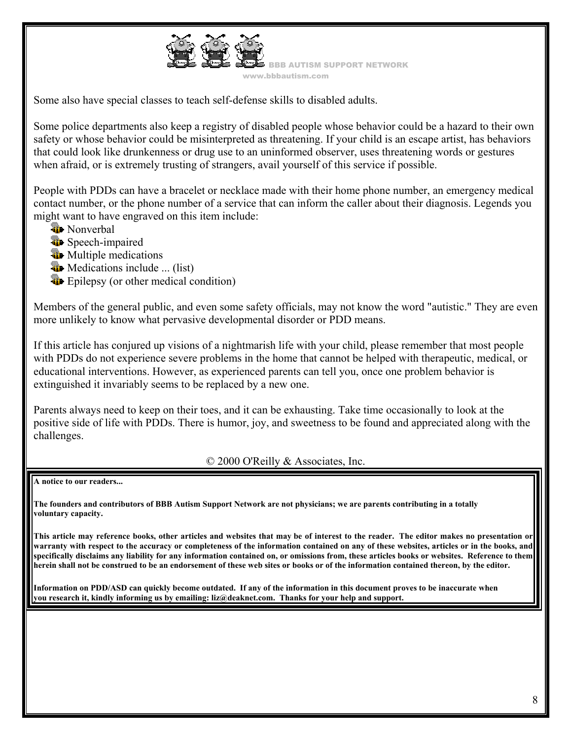Some also have special classes to teach self-defense skills to disabled adults.

Some police departments also keep a registry of disabled people whose behavior could be a hazard to their own safety or whose behavior could be misinterpreted as threatening. If your child is an escape artist, has behaviors that could look like drunkenness or drug use to an uninformed observer, uses threatening words or gestures when afraid, or is extremely trusting of strangers, avail yourself of this service if possible.

People with PDDs can have a bracelet or necklace made with their home phone number, an emergency medical contact number, or the phone number of a service that can inform the caller about their diagnosis. Legends you might want to have engraved on this item include:

- Nonverbal
- Speech-impaired
- Multiple medications
- Medications include ... (list)
- Epilepsy (or other medical condition)

Members of the general public, and even some safety officials, may not know the word "autistic." They are even more unlikely to know what pervasive developmental disorder or PDD means.

If this article has conjured up visions of a nightmarish life with your child, please remember that most people with PDDs do not experience severe problems in the home that cannot be helped with therapeutic, medical, or educational interventions. However, as experienced parents can tell you, once one problem behavior is extinguished it invariably seems to be replaced by a new one.

Parents always need to keep on their toes, and it can be exhausting. Take time occasionally to look at the positive side of life with PDDs. There is humor, joy, and sweetness to be found and appreciated along with the challenges.

© 2000 O'Reilly & Associates, Inc.

**A notice to our readers...**

**The founders and contributors of BBB Autism Support Network are not physicians; we are parents contributing in a totally voluntary capacity.**

**This article may reference books, other articles and websites that may be of interest to the reader. The editor makes no presentation or warranty with respect to the accuracy or completeness of the information contained on any of these websites, articles or in the books, and specifically disclaims any liability for any information contained on, or omissions from, these articles books or websites. Reference to them herein shall not be construed to be an endorsement of these web sites or books or of the information contained thereon, by the editor.**

**Information on PDD/ASD can quickly become outdated. If any of the information in this document proves to be inaccurate when you research it, kindly informing us by emailing: liz@deaknet.com. Thanks for your help and support.**